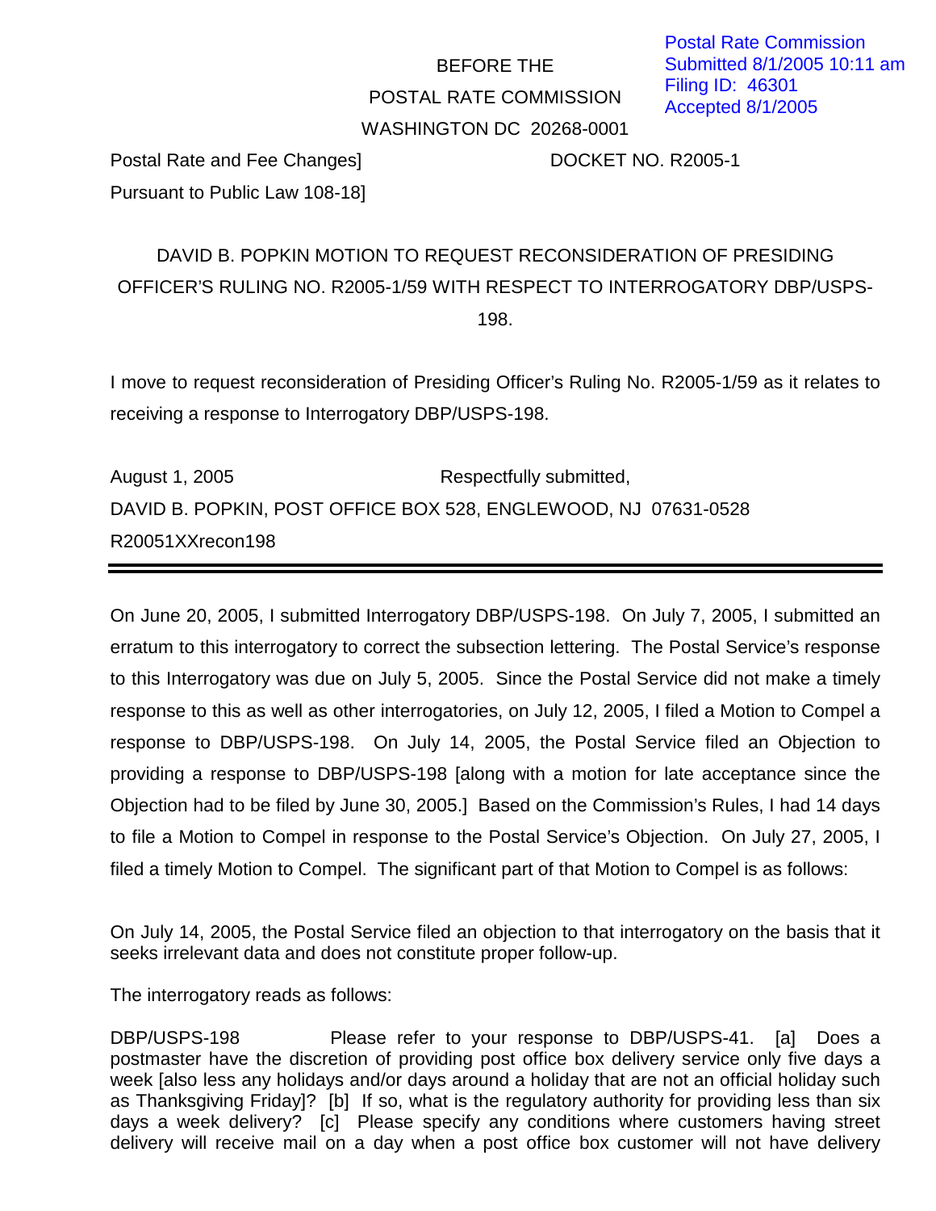Postal Rate Commission
Submitted 8/1/2005 10:11 am
Filing ID: 46301
Accepted 8/1/2005

BEFORE THE

POSTAL RATE COMMISSION

WASHINGTON DC 20268-0001

Postal Rate and Fee Changes] DOCKET NO. R2005-1
Pursuant to Public Law 108-18]

DAVID B. POPKIN MOTION TO REQUEST RECONSIDERATION OF PRESIDING OFFICER'S RULING NO. R2005-1/59 WITH RESPECT TO INTERROGATORY DBP/USPS-198.

I move to request reconsideration of Presiding Officer's Ruling No. R2005-1/59 as it relates to receiving a response to Interrogatory DBP/USPS-198.

August 1, 2005 Respectfully submitted,

DAVID B. POPKIN, POST OFFICE BOX 528, ENGLEWOOD, NJ 07631-0528

R20051XXrecon198

---

On June 20, 2005, I submitted Interrogatory DBP/USPS-198. On July 7, 2005, I submitted an erratum to this interrogatory to correct the subsection lettering. The Postal Service's response to this Interrogatory was due on July 5, 2005. Since the Postal Service did not make a timely response to this as well as other interrogatories, on July 12, 2005, I filed a Motion to Compel a response to DBP/USPS-198. On July 14, 2005, the Postal Service filed an Objection to providing a response to DBP/USPS-198 [along with a motion for late acceptance since the Objection had to be filed by June 30, 2005.] Based on the Commission's Rules, I had 14 days to file a Motion to Compel in response to the Postal Service's Objection. On July 27, 2005, I filed a timely Motion to Compel. The significant part of that Motion to Compel is as follows:

On July 14, 2005, the Postal Service filed an objection to that interrogatory on the basis that it seeks irrelevant data and does not constitute proper follow-up.

The interrogatory reads as follows:

DBP/USPS-198 Please refer to your response to DBP/USPS-41. [a] Does a postmaster have the discretion of providing post office box delivery service only five days a week [also less any holidays and/or days around a holiday that are not an official holiday such as Thanksgiving Friday]? [b] If so, what is the regulatory authority for providing less than six days a week delivery? [c] Please specify any conditions where customers having street delivery will receive mail on a day when a post office box customer will not have delivery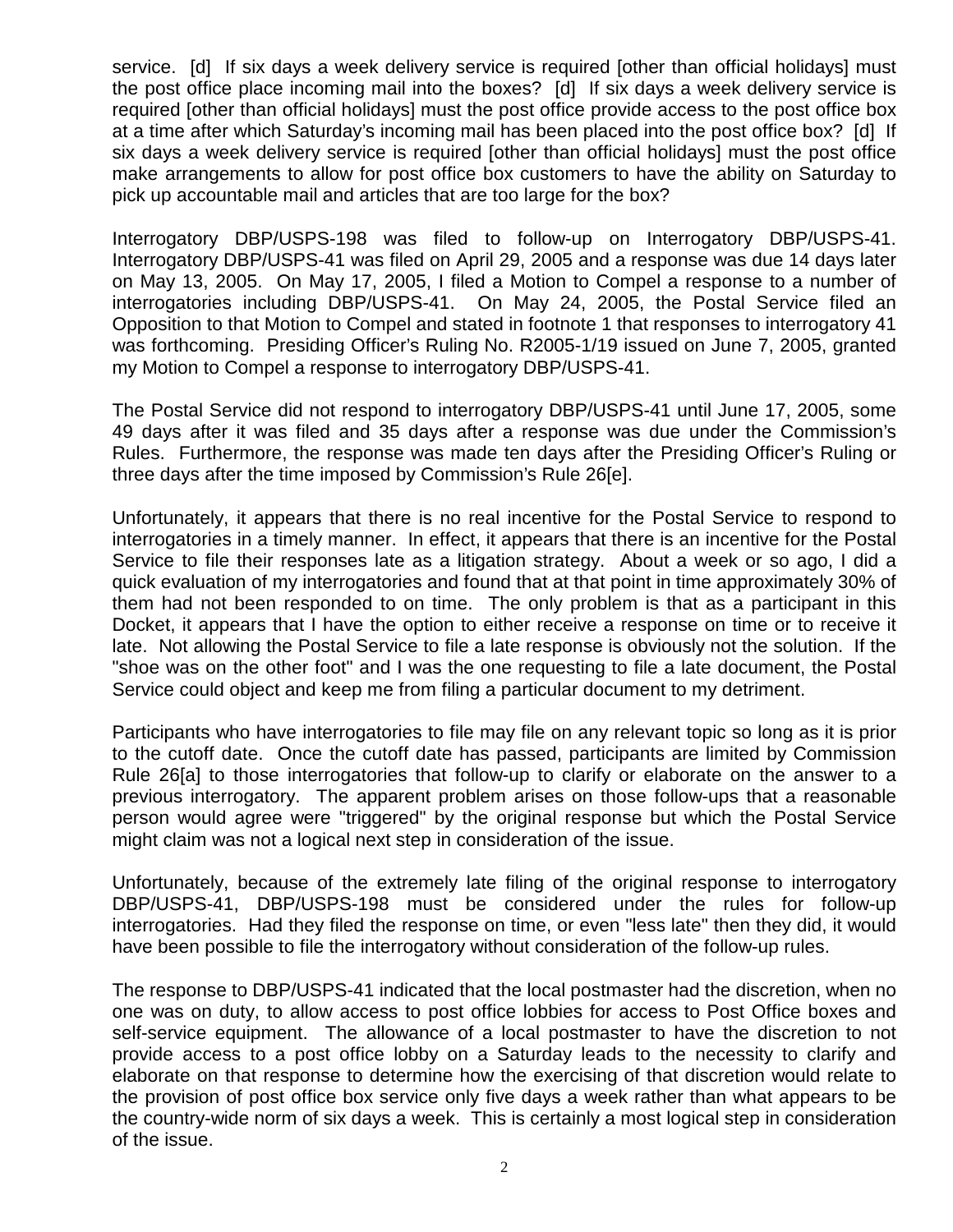service. [d] If six days a week delivery service is required [other than official holidays] must the post office place incoming mail into the boxes? [d] If six days a week delivery service is required [other than official holidays] must the post office provide access to the post office box at a time after which Saturday's incoming mail has been placed into the post office box? [d] If six days a week delivery service is required [other than official holidays] must the post office make arrangements to allow for post office box customers to have the ability on Saturday to pick up accountable mail and articles that are too large for the box?

Interrogatory DBP/USPS-198 was filed to follow-up on Interrogatory DBP/USPS-41. Interrogatory DBP/USPS-41 was filed on April 29, 2005 and a response was due 14 days later on May 13, 2005. On May 17, 2005, I filed a Motion to Compel a response to a number of interrogatories including DBP/USPS-41. On May 24, 2005, the Postal Service filed an Opposition to that Motion to Compel and stated in footnote 1 that responses to interrogatory 41 was forthcoming. Presiding Officer's Ruling No. R2005-1/19 issued on June 7, 2005, granted my Motion to Compel a response to interrogatory DBP/USPS-41.

The Postal Service did not respond to interrogatory DBP/USPS-41 until June 17, 2005, some 49 days after it was filed and 35 days after a response was due under the Commission's Rules. Furthermore, the response was made ten days after the Presiding Officer's Ruling or three days after the time imposed by Commission's Rule 26[e].

Unfortunately, it appears that there is no real incentive for the Postal Service to respond to interrogatories in a timely manner. In effect, it appears that there is an incentive for the Postal Service to file their responses late as a litigation strategy. About a week or so ago, I did a quick evaluation of my interrogatories and found that at that point in time approximately 30% of them had not been responded to on time. The only problem is that as a participant in this Docket, it appears that I have the option to either receive a response on time or to receive it late. Not allowing the Postal Service to file a late response is obviously not the solution. If the "shoe was on the other foot" and I was the one requesting to file a late document, the Postal Service could object and keep me from filing a particular document to my detriment.

Participants who have interrogatories to file may file on any relevant topic so long as it is prior to the cutoff date. Once the cutoff date has passed, participants are limited by Commission Rule 26[a] to those interrogatories that follow-up to clarify or elaborate on the answer to a previous interrogatory. The apparent problem arises on those follow-ups that a reasonable person would agree were "triggered" by the original response but which the Postal Service might claim was not a logical next step in consideration of the issue.

Unfortunately, because of the extremely late filing of the original response to interrogatory DBP/USPS-41, DBP/USPS-198 must be considered under the rules for follow-up interrogatories. Had they filed the response on time, or even "less late" then they did, it would have been possible to file the interrogatory without consideration of the follow-up rules.

The response to DBP/USPS-41 indicated that the local postmaster had the discretion, when no one was on duty, to allow access to post office lobbies for access to Post Office boxes and self-service equipment. The allowance of a local postmaster to have the discretion to not provide access to a post office lobby on a Saturday leads to the necessity to clarify and elaborate on that response to determine how the exercising of that discretion would relate to the provision of post office box service only five days a week rather than what appears to be the country-wide norm of six days a week. This is certainly a most logical step in consideration of the issue.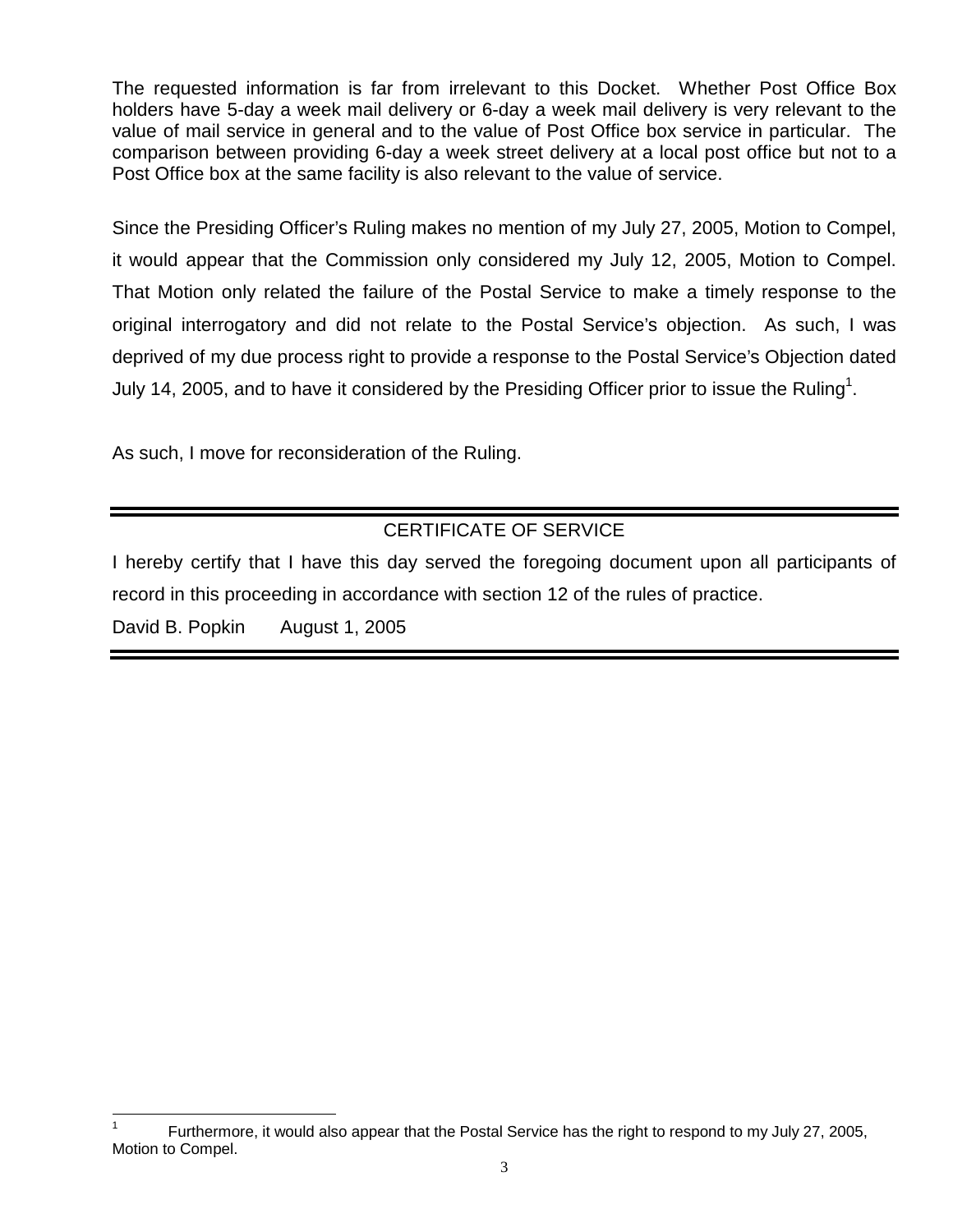The requested information is far from irrelevant to this Docket. Whether Post Office Box holders have 5-day a week mail delivery or 6-day a week mail delivery is very relevant to the value of mail service in general and to the value of Post Office box service in particular. The comparison between providing 6-day a week street delivery at a local post office but not to a Post Office box at the same facility is also relevant to the value of service.

Since the Presiding Officer's Ruling makes no mention of my July 27, 2005, Motion to Compel, it would appear that the Commission only considered my July 12, 2005, Motion to Compel. That Motion only related the failure of the Postal Service to make a timely response to the original interrogatory and did not relate to the Postal Service's objection. As such, I was deprived of my due process right to provide a response to the Postal Service's Objection dated July 14, 2005, and to have it considered by the Presiding Officer prior to issue the Ruling[1].

As such, I move for reconsideration of the Ruling.

---

CERTIFICATE OF SERVICE

I hereby certify that I have this day served the foregoing document upon all participants of record in this proceeding in accordance with section 12 of the rules of practice.

David B. Popkin August 1, 2005

---

[1] Furthermore, it would also appear that the Postal Service has the right to respond to my July 27, 2005, Motion to Compel.